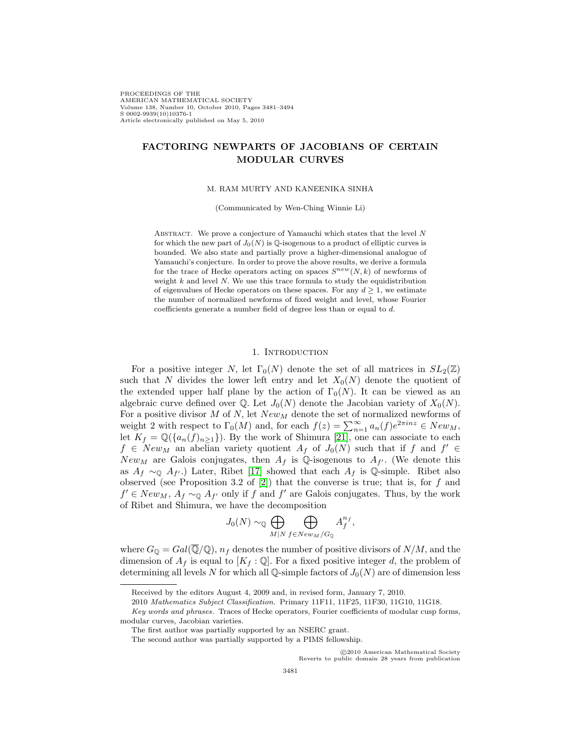# FACTORING NEWPARTS OF JACOBIANS OF CERTAIN MODULAR CURVES

M. RAM MURTY AND KANEENIKA SINHA

(Communicated by Wen-Ching Winnie Li)

Abstract. We prove a conjecture of Yamauchi which states that the level $N$ for which the new part of $J_0(N)$ is $\mathbb{Q}$-isogenous to a product of elliptic curves is bounded. We also state and partially prove a higher-dimensional analogue of Yamauchi's conjecture. In order to prove the above results, we derive a formula for the trace of Hecke operators acting on spaces $S^{new}(N,k)$ of newforms of weight $k$ and level $N$. We use this trace formula to study the equidistribution of eigenvalues of Hecke operators on these spaces. For any $d \geq 1$, we estimate the number of normalized newforms of fixed weight and level, whose Fourier coefficients generate a number field of degree less than or equal to $d$.

## 1. Introduction

For a positive integer $N$, let $\Gamma_0(N)$ denote the set of all matrices in $SL_2(\mathbb{Z})$ such that $N$ divides the lower left entry and let $X_0(N)$ denote the quotient of the extended upper half plane by the action of $\Gamma_0(N)$. It can be viewed as an algebraic curve defined over $\mathbb{Q}$. Let $J_0(N)$ denote the Jacobian variety of $X_0(N)$. For a positive divisor $M$ of $N$, let $New_M$ denote the set of normalized newforms of weight 2 with respect to $\Gamma_0(M)$ and, for each $f(z) = \sum_{n=1}^{\infty} a_n(f)e^{2\pi inz} \in New_M$, let $K_f = \mathbb{Q}(\{a_n(f)_{n\geq 1}\})$. By the work of Shimura [21], one can associate to each $f \in New_M$ an abelian variety quotient $A_f$ of $J_0(N)$ such that if $f$ and $f' \in New_M$ are Galois conjugates, then $A_f$ is $\mathbb{Q}$-isogenous to $A_{f'}$. (We denote this as $A_f \sim_{\mathbb{Q}} A_{f'}$.) Later, Ribet [17] showed that each $A_f$ is $\mathbb{Q}$-simple. Ribet also observed (see Proposition 3.2 of [2]) that the converse is true; that is, for $f$ and $f' \in New_M$, $A_f \sim_{\mathbb{Q}} A_{f'}$ only if $f$ and $f'$ are Galois conjugates. Thus, by the work of Ribet and Shimura, we have the decomposition

$$J_0(N) \sim_{\mathbb{Q}} \bigoplus_{M|N} \bigoplus_{f \in New_M/G_{\mathbb{Q}}} A_f^{n_f},$$

where $G_{\mathbb{Q}} = Gal(\overline{\mathbb{Q}}/\mathbb{Q})$, $n_f$ denotes the number of positive divisors of $N/M$, and the dimension of $A_f$ is equal to $[K_f : \mathbb{Q}]$. For a fixed positive integer $d$, the problem of determining all levels $N$ for which all $\mathbb{Q}$-simple factors of $J_0(N)$ are of dimension less

---

Received by the editors August 4, 2009 and, in revised form, January 7, 2010.

2010 *Mathematics Subject Classification.* Primary 11F11, 11F25, 11F30, 11G10, 11G18.

*Key words and phrases.* Traces of Hecke operators, Fourier coefficients of modular cusp forms, modular curves, Jacobian varieties.

The first author was partially supported by an NSERC grant.

The second author was partially supported by a PIMS fellowship.

©2010 American Mathematical Society
Reverts to public domain 28 years from publication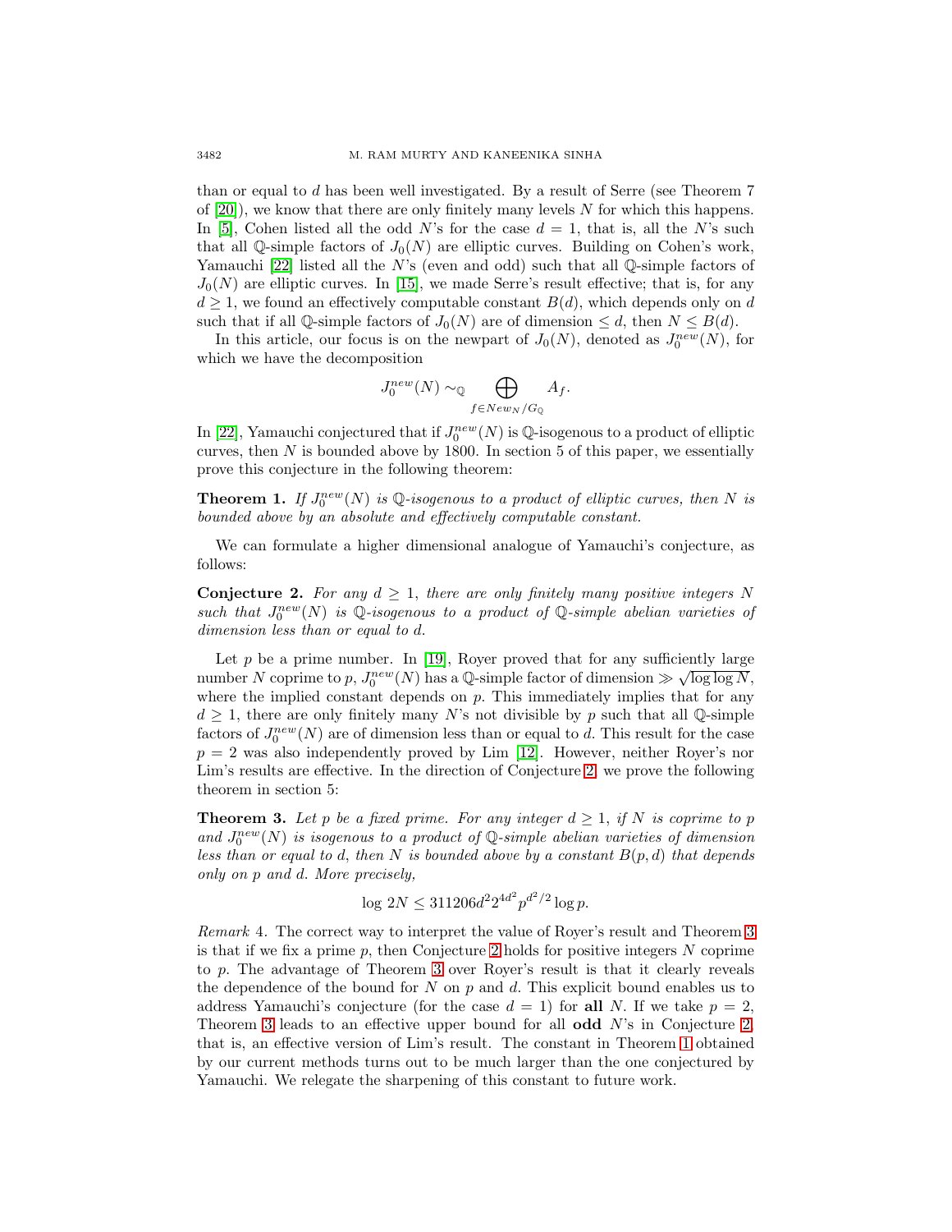than or equal to $d$ has been well investigated. By a result of Serre (see Theorem 7 of [20]), we know that there are only finitely many levels $N$ for which this happens. In [5], Cohen listed all the odd $N$'s for the case $d = 1$, that is, all the $N$'s such that all $\mathbb{Q}$-simple factors of $J_0(N)$ are elliptic curves. Building on Cohen's work, Yamauchi [22] listed all the $N$'s (even and odd) such that all $\mathbb{Q}$-simple factors of $J_0(N)$ are elliptic curves. In [15], we made Serre's result effective; that is, for any $d \geq 1$, we found an effectively computable constant $B(d)$, which depends only on $d$ such that if all $\mathbb{Q}$-simple factors of $J_0(N)$ are of dimension $\leq d$, then $N \leq B(d)$.

In this article, our focus is on the newpart of $J_0(N)$, denoted as $J_0^{new}(N)$, for which we have the decomposition

$$J_0^{new}(N) \sim_{\mathbb{Q}} \bigoplus_{f \in New_N/G_{\mathbb{Q}}} A_f.$$

In [22], Yamauchi conjectured that if $J_0^{new}(N)$ is $\mathbb{Q}$-isogenous to a product of elliptic curves, then $N$ is bounded above by 1800. In section 5 of this paper, we essentially prove this conjecture in the following theorem:

**Theorem 1.** *If $J_0^{new}(N)$ is $\mathbb{Q}$-isogenous to a product of elliptic curves, then $N$ is bounded above by an absolute and effectively computable constant.*

We can formulate a higher dimensional analogue of Yamauchi's conjecture, as follows:

**Conjecture 2.** *For any $d \geq 1$, there are only finitely many positive integers $N$ such that $J_0^{new}(N)$ is $\mathbb{Q}$-isogenous to a product of $\mathbb{Q}$-simple abelian varieties of dimension less than or equal to $d$.*

Let $p$ be a prime number. In [19], Royer proved that for any sufficiently large number $N$ coprime to $p$, $J_0^{new}(N)$ has a $\mathbb{Q}$-simple factor of dimension $\gg \sqrt{\log \log N}$, where the implied constant depends on $p$. This immediately implies that for any $d \geq 1$, there are only finitely many $N$'s not divisible by $p$ such that all $\mathbb{Q}$-simple factors of $J_0^{new}(N)$ are of dimension less than or equal to $d$. This result for the case $p = 2$ was also independently proved by Lim [12]. However, neither Royer's nor Lim's results are effective. In the direction of Conjecture 2, we prove the following theorem in section 5:

**Theorem 3.** *Let $p$ be a fixed prime. For any integer $d \geq 1$, if $N$ is coprime to $p$ and $J_0^{new}(N)$ is isogenous to a product of $\mathbb{Q}$-simple abelian varieties of dimension less than or equal to $d$, then $N$ is bounded above by a constant $B(p, d)$ that depends only on $p$ and $d$. More precisely,*

$$\log 2N \leq 311206 d^2 2^{4d^2} p^{d^2/2} \log p.$$

*Remark* 4. The correct way to interpret the value of Royer's result and Theorem 3 is that if we fix a prime $p$, then Conjecture 2 holds for positive integers $N$ coprime to $p$. The advantage of Theorem 3 over Royer's result is that it clearly reveals the dependence of the bound for $N$ on $p$ and $d$. This explicit bound enables us to address Yamauchi's conjecture (for the case $d = 1$) for **all** $N$. If we take $p = 2$, Theorem 3 leads to an effective upper bound for all **odd** $N$'s in Conjecture 2, that is, an effective version of Lim's result. The constant in Theorem 1 obtained by our current methods turns out to be much larger than the one conjectured by Yamauchi. We relegate the sharpening of this constant to future work.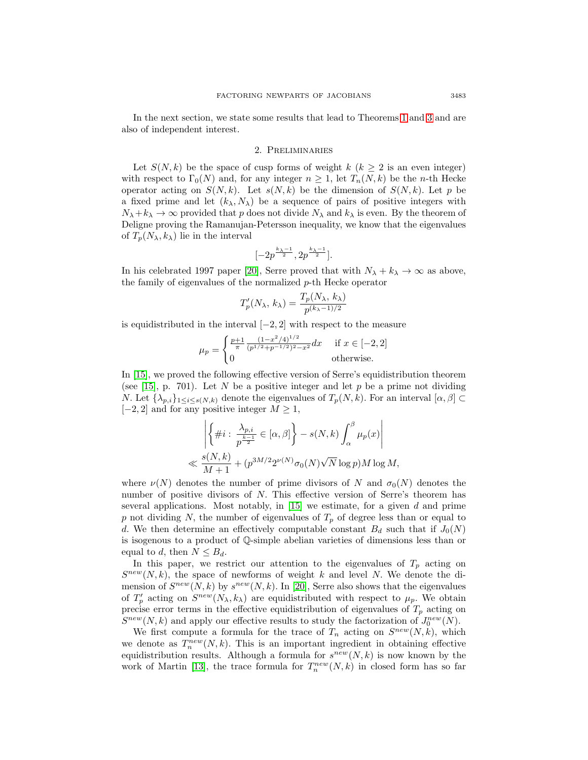In the next section, we state some results that lead to Theorems 1 and 3 and are also of independent interest.

## 2. Preliminaries

Let $S(N, k)$ be the space of cusp forms of weight $k$ ($k \geq 2$ is an even integer) with respect to $\Gamma_0(N)$ and, for any integer $n \geq 1$, let $T_n(N, k)$ be the $n$-th Hecke operator acting on $S(N, k)$. Let $s(N, k)$ be the dimension of $S(N, k)$. Let $p$ be a fixed prime and let $(k_\lambda, N_\lambda)$ be a sequence of pairs of positive integers with $N_\lambda + k_\lambda \to \infty$ provided that $p$ does not divide $N_\lambda$ and $k_\lambda$ is even. By the theorem of Deligne proving the Ramanujan-Petersson inequality, we know that the eigenvalues of $T_p(N_\lambda, k_\lambda)$ lie in the interval

$$[-2p^{\frac{k_\lambda - 1}{2}}, 2p^{\frac{k_\lambda - 1}{2}}].$$

In his celebrated 1997 paper [20], Serre proved that with $N_\lambda + k_\lambda \to \infty$ as above, the family of eigenvalues of the normalized $p$-th Hecke operator

$$T'_p(N_\lambda,\, k_\lambda) = \frac{T_p(N_\lambda,\, k_\lambda)}{p^{(k_\lambda - 1)/2}}$$

is equidistributed in the interval $[-2, 2]$ with respect to the measure

$$\mu_p = \begin{cases} \frac{p+1}{\pi} \frac{(1 - x^2/4)^{1/2}}{(p^{1/2} + p^{-1/2})^2 - x^2} dx & \text{if } x \in [-2, 2] \\ 0 & \text{otherwise.} \end{cases}$$

In [15], we proved the following effective version of Serre's equidistribution theorem (see [15], p. 701). Let $N$ be a positive integer and let $p$ be a prime not dividing $N$. Let $\{\lambda_{p,i}\}_{1 \leq i \leq s(N,k)}$ denote the eigenvalues of $T_p(N, k)$. For an interval $[\alpha, \beta] \subset [-2, 2]$ and for any positive integer $M \geq 1$,

$$\left| \left\{ \# i : \frac{\lambda_{p,i}}{p^{\frac{k-1}{2}}} \in [\alpha, \beta] \right\} - s(N, k) \int_\alpha^\beta \mu_p(x) \right|$$
$$\ll \frac{s(N, k)}{M + 1} + (p^{3M/2} 2^{\nu(N)} \sigma_0(N) \sqrt{N} \log p) M \log M,$$

where $\nu(N)$ denotes the number of prime divisors of $N$ and $\sigma_0(N)$ denotes the number of positive divisors of $N$. This effective version of Serre's theorem has several applications. Most notably, in [15] we estimate, for a given $d$ and prime $p$ not dividing $N$, the number of eigenvalues of $T_p$ of degree less than or equal to $d$. We then determine an effectively computable constant $B_d$ such that if $J_0(N)$ is isogenous to a product of $\mathbb{Q}$-simple abelian varieties of dimensions less than or equal to $d$, then $N \leq B_d$.

In this paper, we restrict our attention to the eigenvalues of $T_p$ acting on $S^{new}(N, k)$, the space of newforms of weight $k$ and level $N$. We denote the dimension of $S^{new}(N, k)$ by $s^{new}(N, k)$. In [20], Serre also shows that the eigenvalues of $T'_p$ acting on $S^{new}(N_\lambda, k_\lambda)$ are equidistributed with respect to $\mu_p$. We obtain precise error terms in the effective equidistribution of eigenvalues of $T_p$ acting on $S^{new}(N, k)$ and apply our effective results to study the factorization of $J_0^{new}(N)$.

We first compute a formula for the trace of $T_n$ acting on $S^{new}(N, k)$, which we denote as $T_n^{new}(N, k)$. This is an important ingredient in obtaining effective equidistribution results. Although a formula for $s^{new}(N, k)$ is now known by the work of Martin [13], the trace formula for $T_n^{new}(N, k)$ in closed form has so far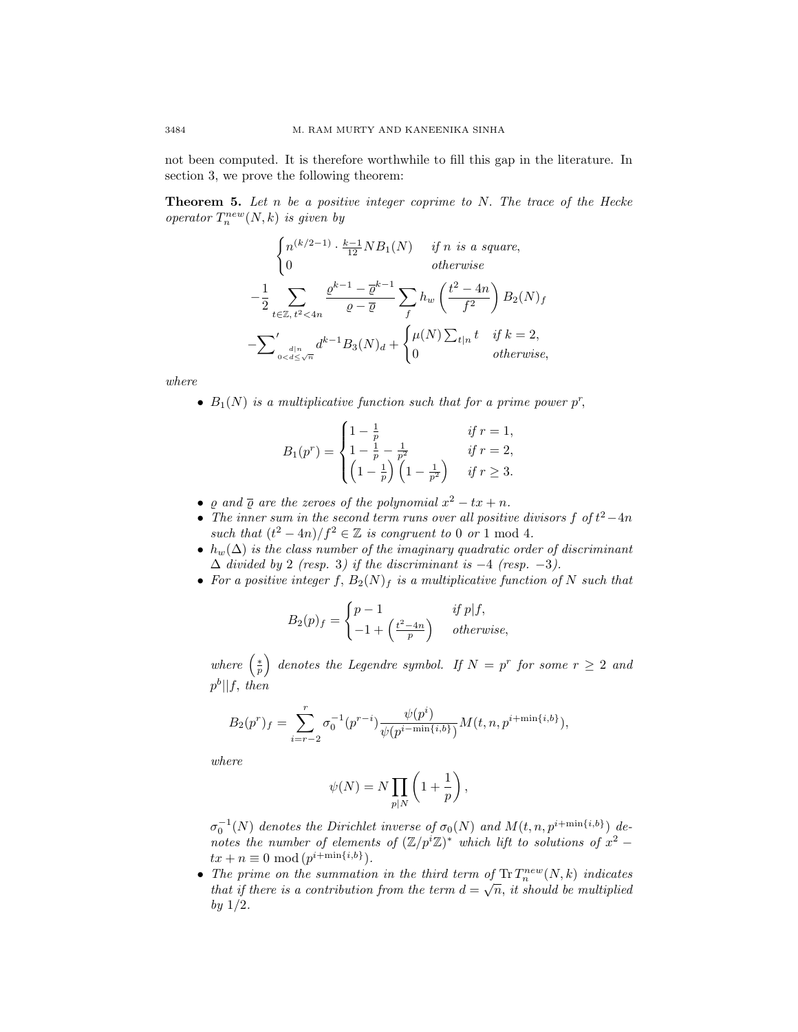not been computed. It is therefore worthwhile to fill this gap in the literature. In section 3, we prove the following theorem:

**Theorem 5.** *Let $n$ be a positive integer coprime to $N$. The trace of the Hecke operator $T_n^{new}(N,k)$ is given by*

$$
\begin{cases} n^{(k/2-1)} \cdot \frac{k-1}{12} N B_1(N) & \text{if } n \text{ is a square,} \\ 0 & \text{otherwise} \end{cases}
$$

$$
-\frac{1}{2} \sum_{t \in \mathbb{Z},\, t^2 < 4n} \frac{\varrho^{k-1} - \overline{\varrho}^{k-1}}{\varrho - \overline{\varrho}} \sum_f h_w\left(\frac{t^2-4n}{f^2}\right) B_2(N)_f
$$

$$
-{\sum_{\substack{d \mid n \\ 0 < d \leq \sqrt{n}}}}' d^{k-1} B_3(N)_d + \begin{cases} \mu(N) \sum_{t \mid n} t & \text{if } k = 2, \\ 0 & \text{otherwise,} \end{cases}
$$

*where*

- *$B_1(N)$ is a multiplicative function such that for a prime power $p^r$,*

$$
B_1(p^r) = \begin{cases} 1 - \frac{1}{p} & \text{if } r = 1, \\ 1 - \frac{1}{p} - \frac{1}{p^2} & \text{if } r = 2, \\ \left(1 - \frac{1}{p}\right)\left(1 - \frac{1}{p^2}\right) & \text{if } r \geq 3. \end{cases}
$$

- *$\varrho$ and $\overline{\varrho}$ are the zeroes of the polynomial $x^2 - tx + n$.*
- *The inner sum in the second term runs over all positive divisors $f$ of $t^2 - 4n$ such that $(t^2-4n)/f^2 \in \mathbb{Z}$ is congruent to $0$ or $1 \bmod 4$.*
- *$h_w(\Delta)$ is the class number of the imaginary quadratic order of discriminant $\Delta$ divided by $2$ (resp. $3$) if the discriminant is $-4$ (resp. $-3$).*
- *For a positive integer $f$, $B_2(N)_f$ is a multiplicative function of $N$ such that*

$$
B_2(p)_f = \begin{cases} p - 1 & \text{if } p \mid f, \\ -1 + \left(\frac{t^2-4n}{p}\right) & \text{otherwise,} \end{cases}
$$

*where $\left(\frac{*}{p}\right)$ denotes the Legendre symbol. If $N = p^r$ for some $r \geq 2$ and $p^b \| f$, then*

$$
B_2(p^r)_f = \sum_{i=r-2}^{r} \sigma_0^{-1}(p^{r-i}) \frac{\psi(p^i)}{\psi(p^{i-\min\{i,b\}})} M(t, n, p^{i+\min\{i,b\}}),
$$

*where*

$$
\psi(N) = N \prod_{p \mid N} \left(1 + \frac{1}{p}\right),
$$

*$\sigma_0^{-1}(N)$ denotes the Dirichlet inverse of $\sigma_0(N)$ and $M(t, n, p^{i+\min\{i,b\}})$ denotes the number of elements of $(\mathbb{Z}/p^i\mathbb{Z})^*$ which lift to solutions of $x^2 - tx + n \equiv 0 \bmod (p^{i+\min\{i,b\}})$.*

- *The prime on the summation in the third term of $\operatorname{Tr} T_n^{new}(N,k)$ indicates that if there is a contribution from the term $d = \sqrt{n}$, it should be multiplied by $1/2$.*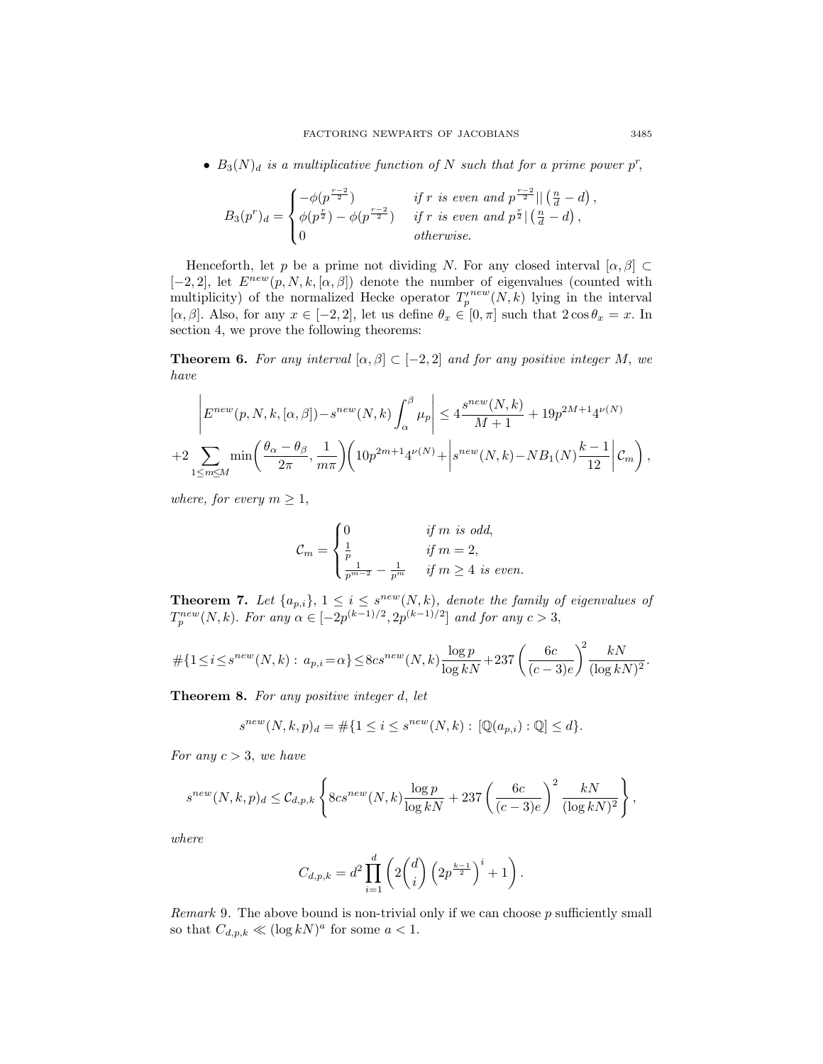- $B_3(N)_d$ *is a multiplicative function of $N$ such that for a prime power $p^r$,*

$$B_3(p^r)_d = \begin{cases} -\phi(p^{\frac{r-2}{2}}) & \text{if } r \text{ is even and } p^{\frac{r-2}{2}} \| \left(\frac{n}{d} - d\right), \\ \phi(p^{\frac{r}{2}}) - \phi(p^{\frac{r-2}{2}}) & \text{if } r \text{ is even and } p^{\frac{r}{2}} | \left(\frac{n}{d} - d\right), \\ 0 & \text{otherwise.} \end{cases}$$

Henceforth, let $p$ be a prime not dividing $N$. For any closed interval $[\alpha, \beta] \subset [-2, 2]$, let $E^{new}(p, N, k, [\alpha, \beta])$ denote the number of eigenvalues (counted with multiplicity) of the normalized Hecke operator $T_p'^{new}(N, k)$ lying in the interval $[\alpha, \beta]$. Also, for any $x \in [-2, 2]$, let us define $\theta_x \in [0, \pi]$ such that $2 \cos \theta_x = x$. In section 4, we prove the following theorems:

**Theorem 6.** *For any interval $[\alpha, \beta] \subset [-2, 2]$ and for any positive integer $M$, we have*

$$\left| E^{new}(p, N, k, [\alpha, \beta]) - s^{new}(N, k) \int_\alpha^\beta \mu_p \right| \leq 4 \frac{s^{new}(N, k)}{M+1} + 19 p^{2M+1} 4^{\nu(N)}$$

$$+ 2 \sum_{1 \leq m \leq M} \min\left( \frac{\theta_\alpha - \theta_\beta}{2\pi}, \frac{1}{m\pi} \right) \left( 10 p^{2m+1} 4^{\nu(N)} + \left| s^{new}(N, k) - N B_1(N) \frac{k-1}{12} \right| \mathcal{C}_m \right),$$

*where, for every $m \geq 1$,*

$$\mathcal{C}_m = \begin{cases} 0 & \text{if } m \text{ is odd,} \\ \frac{1}{p} & \text{if } m = 2, \\ \frac{1}{p^{m-2}} - \frac{1}{p^m} & \text{if } m \geq 4 \text{ is even.} \end{cases}$$

**Theorem 7.** *Let $\{a_{p,i}\}$, $1 \leq i \leq s^{new}(N, k)$, denote the family of eigenvalues of $T_p^{new}(N, k)$. For any $\alpha \in [-2p^{(k-1)/2}, 2p^{(k-1)/2}]$ and for any $c > 3$,*

$$\#\{1 \leq i \leq s^{new}(N, k) : \, a_{p,i} = \alpha\} \leq 8 c s^{new}(N, k) \frac{\log p}{\log kN} + 237 \left( \frac{6c}{(c-3)e} \right)^2 \frac{kN}{(\log kN)^2}.$$

**Theorem 8.** *For any positive integer $d$, let*

$$s^{new}(N, k, p)_d = \#\{1 \leq i \leq s^{new}(N, k) : \, [\mathbb{Q}(a_{p,i}) : \mathbb{Q}] \leq d\}.$$

*For any $c > 3$, we have*

$$s^{new}(N, k, p)_d \leq \mathcal{C}_{d,p,k} \left\{ 8 c s^{new}(N, k) \frac{\log p}{\log kN} + 237 \left( \frac{6c}{(c-3)e} \right)^2 \frac{kN}{(\log kN)^2} \right\},$$

*where*

$$C_{d,p,k} = d^2 \prod_{i=1}^{d} \left( 2 \binom{d}{i} \left( 2 p^{\frac{k-1}{2}} \right)^i + 1 \right).$$

*Remark* 9. The above bound is non-trivial only if we can choose $p$ sufficiently small so that $C_{d,p,k} \ll (\log kN)^a$ for some $a < 1$.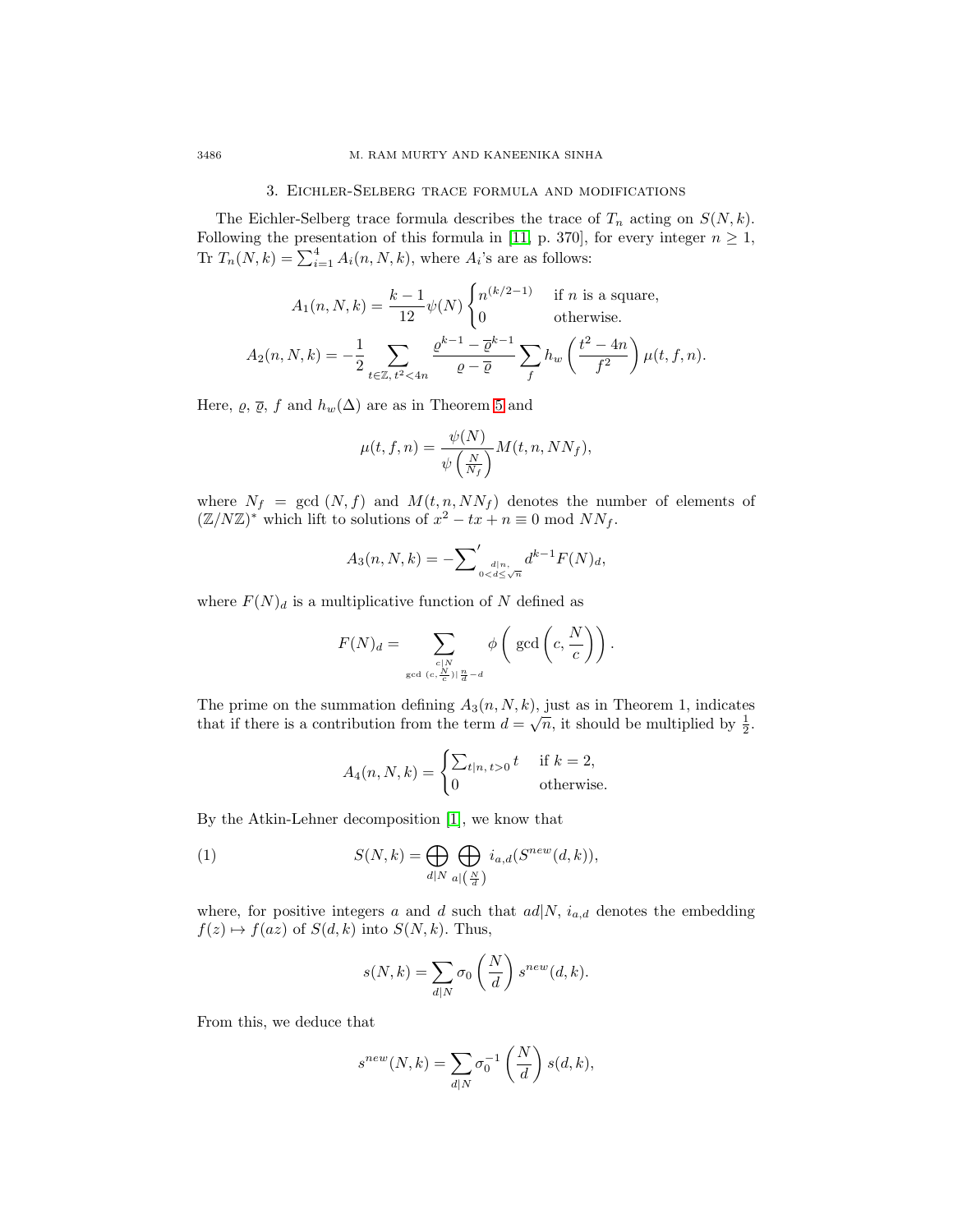## 3. Eichler-Selberg trace formula and modifications

The Eichler-Selberg trace formula describes the trace of $T_n$ acting on $S(N,k)$. Following the presentation of this formula in [11, p. 370], for every integer $n \geq 1$, Tr $T_n(N,k) = \sum_{i=1}^{4} A_i(n,N,k)$, where $A_i$'s are as follows:

$$A_1(n,N,k) = \frac{k-1}{12}\psi(N)\begin{cases} n^{(k/2-1)} & \text{if } n \text{ is a square,} \\ 0 & \text{otherwise.}\end{cases}$$

$$A_2(n,N,k) = -\frac{1}{2}\sum_{t\in\mathbb{Z},\, t^2<4n} \frac{\varrho^{k-1}-\overline{\varrho}^{k-1}}{\varrho-\overline{\varrho}} \sum_f h_w\left(\frac{t^2-4n}{f^2}\right)\mu(t,f,n).$$

Here, $\varrho$, $\overline{\varrho}$, $f$ and $h_w(\Delta)$ are as in Theorem 5 and

$$\mu(t,f,n) = \frac{\psi(N)}{\psi\left(\frac{N}{N_f}\right)} M(t,n,NN_f),$$

where $N_f = \gcd(N,f)$ and $M(t,n,NN_f)$ denotes the number of elements of $(\mathbb{Z}/N\mathbb{Z})^*$ which lift to solutions of $x^2 - tx + n \equiv 0 \bmod NN_f$.

$$A_3(n,N,k) = -{\sum}'_{\substack{d|n, \\ 0<d\leq\sqrt{n}}} d^{k-1}F(N)_d,$$

where $F(N)_d$ is a multiplicative function of $N$ defined as

$$F(N)_d = \sum_{\substack{c|N \\ \gcd\left(c, \frac{N}{c}\right) | \frac{n}{d}-d}} \phi\left(\gcd\left(c, \frac{N}{c}\right)\right).$$

The prime on the summation defining $A_3(n,N,k)$, just as in Theorem 1, indicates that if there is a contribution from the term $d = \sqrt{n}$, it should be multiplied by $\frac{1}{2}$.

$$A_4(n,N,k) = \begin{cases} \sum_{t|n,\, t>0} t & \text{if } k=2, \\ 0 & \text{otherwise.}\end{cases}$$

By the Atkin-Lehner decomposition [1], we know that

$$S(N,k) = \bigoplus_{d|N} \bigoplus_{a|\left(\frac{N}{d}\right)} i_{a,d}(S^{new}(d,k)), \tag{1}$$

where, for positive integers $a$ and $d$ such that $ad|N$, $i_{a,d}$ denotes the embedding $f(z) \mapsto f(az)$ of $S(d,k)$ into $S(N,k)$. Thus,

$$s(N,k) = \sum_{d|N} \sigma_0\left(\frac{N}{d}\right) s^{new}(d,k).$$

From this, we deduce that

$$s^{new}(N,k) = \sum_{d|N} \sigma_0^{-1}\left(\frac{N}{d}\right) s(d,k),$$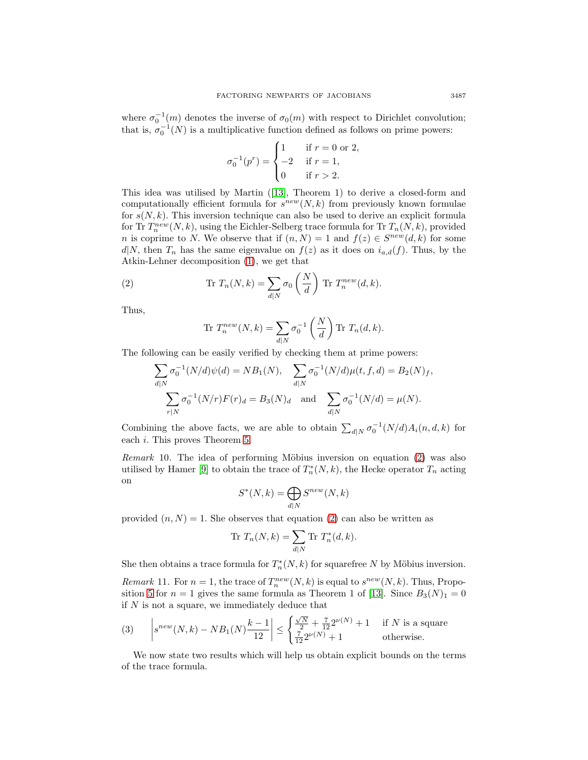where $\sigma_0^{-1}(m)$ denotes the inverse of $\sigma_0(m)$ with respect to Dirichlet convolution; that is, $\sigma_0^{-1}(N)$ is a multiplicative function defined as follows on prime powers:

$$\sigma_0^{-1}(p^r) = \begin{cases} 1 & \text{if } r = 0 \text{ or } 2, \\ -2 & \text{if } r = 1, \\ 0 & \text{if } r > 2. \end{cases}$$

This idea was utilised by Martin ([13], Theorem 1) to derive a closed-form and computationally efficient formula for $s^{new}(N,k)$ from previously known formulae for $s(N,k)$. This inversion technique can also be used to derive an explicit formula for $\mathrm{Tr}\ T_n^{new}(N,k)$, using the Eichler-Selberg trace formula for $\mathrm{Tr}\ T_n(N,k)$, provided $n$ is coprime to $N$. We observe that if $(n,N) = 1$ and $f(z) \in S^{new}(d,k)$ for some $d|N$, then $T_n$ has the same eigenvalue on $f(z)$ as it does on $i_{a,d}(f)$. Thus, by the Atkin-Lehner decomposition (1), we get that

$$\mathrm{Tr}\ T_n(N,k) = \sum_{d|N} \sigma_0\left(\frac{N}{d}\right) \mathrm{Tr}\ T_n^{new}(d,k). \tag{2}$$

Thus,

$$\mathrm{Tr}\ T_n^{new}(N,k) = \sum_{d|N} \sigma_0^{-1}\left(\frac{N}{d}\right) \mathrm{Tr}\ T_n(d,k).$$

The following can be easily verified by checking them at prime powers:

$$\sum_{d|N} \sigma_0^{-1}(N/d)\psi(d) = NB_1(N), \quad \sum_{d|N} \sigma_0^{-1}(N/d)\mu(t,f,d) = B_2(N)_f,$$

$$\sum_{r|N} \sigma_0^{-1}(N/r)F(r)_d = B_3(N)_d \quad \text{and} \quad \sum_{d|N} \sigma_0^{-1}(N/d) = \mu(N).$$

Combining the above facts, we are able to obtain $\sum_{d|N} \sigma_0^{-1}(N/d)A_i(n,d,k)$ for each $i$. This proves Theorem 5.

*Remark* 10. The idea of performing Möbius inversion on equation (2) was also utilised by Hamer [9] to obtain the trace of $T_n^*(N,k)$, the Hecke operator $T_n$ acting on

$$S^*(N,k) = \bigoplus_{d|N} S^{new}(N,k)$$

provided $(n,N) = 1$. She observes that equation (2) can also be written as

$$\mathrm{Tr}\ T_n(N,k) = \sum_{d|N} \mathrm{Tr}\ T_n^*(d,k).$$

She then obtains a trace formula for $T_n^*(N,k)$ for squarefree $N$ by Möbius inversion.

*Remark* 11. For $n = 1$, the trace of $T_n^{new}(N,k)$ is equal to $s^{new}(N,k)$. Thus, Proposition 5 for $n = 1$ gives the same formula as Theorem 1 of [13]. Since $B_3(N)_1 = 0$ if $N$ is not a square, we immediately deduce that

$$\left| s^{new}(N,k) - NB_1(N)\frac{k-1}{12} \right| \leq \begin{cases} \frac{\sqrt{N}}{2} + \frac{7}{12}2^{\nu(N)} + 1 & \text{if } N \text{ is a square} \\ \frac{7}{12}2^{\nu(N)} + 1 & \text{otherwise.} \end{cases} \tag{3}$$

We now state two results which will help us obtain explicit bounds on the terms of the trace formula.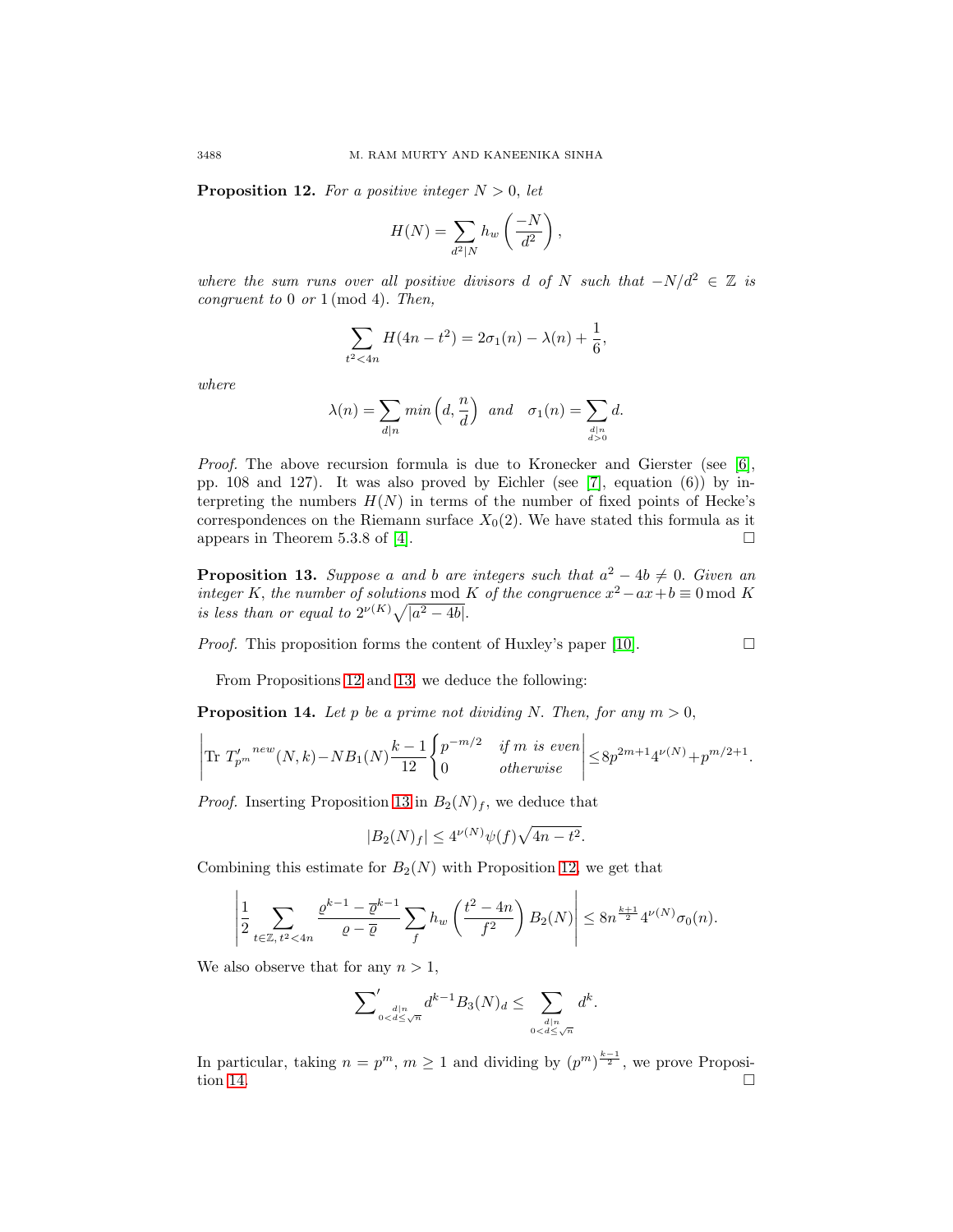**Proposition 12.** *For a positive integer $N > 0$, let*

$$H(N) = \sum_{d^2 | N} h_w\left(\frac{-N}{d^2}\right),$$

*where the sum runs over all positive divisors $d$ of $N$ such that $-N/d^2 \in \mathbb{Z}$ is congruent to $0$ or $1 \pmod 4$. Then,*

$$\sum_{t^2 < 4n} H(4n - t^2) = 2\sigma_1(n) - \lambda(n) + \frac{1}{6},$$

*where*

$$\lambda(n) = \sum_{d|n} min\left(d, \frac{n}{d}\right) \quad and \quad \sigma_1(n) = \sum_{\substack{d|n \\ d>0}} d.$$

*Proof.* The above recursion formula is due to Kronecker and Gierster (see [6], pp. 108 and 127). It was also proved by Eichler (see [7], equation (6)) by interpreting the numbers $H(N)$ in terms of the number of fixed points of Hecke's correspondences on the Riemann surface $X_0(2)$. We have stated this formula as it appears in Theorem 5.3.8 of [4]. $\square$

**Proposition 13.** *Suppose $a$ and $b$ are integers such that $a^2 - 4b \neq 0$. Given an integer $K$, the number of solutions* $\bmod K$ *of the congruence $x^2 - ax + b \equiv 0 \bmod K$ is less than or equal to $2^{\nu(K)}\sqrt{|a^2 - 4b|}$.*

*Proof.* This proposition forms the content of Huxley's paper [10]. $\square$

From Propositions 12 and 13, we deduce the following:

**Proposition 14.** *Let $p$ be a prime not dividing $N$. Then, for any $m > 0$,*

$$\left| \mathrm{Tr}\ {T'_{p^m}}^{new}(N,k) - NB_1(N)\frac{k-1}{12}\begin{cases} p^{-m/2} & \text{if } m \text{ is even} \\ 0 & \text{otherwise} \end{cases} \right| \leq 8p^{2m+1}4^{\nu(N)} + p^{m/2+1}.$$

*Proof.* Inserting Proposition 13 in $B_2(N)_f$, we deduce that

$$|B_2(N)_f| \leq 4^{\nu(N)}\psi(f)\sqrt{4n - t^2}.$$

Combining this estimate for $B_2(N)$ with Proposition 12, we get that

$$\left| \frac{1}{2} \sum_{t \in \mathbb{Z},\, t^2 < 4n} \frac{\varrho^{k-1} - \overline{\varrho}^{k-1}}{\varrho - \overline{\varrho}} \sum_f h_w\left(\frac{t^2 - 4n}{f^2}\right) B_2(N) \right| \leq 8n^{\frac{k+1}{2}} 4^{\nu(N)} \sigma_0(n).$$

We also observe that for any $n > 1$,

$$\sideset{}{'}\sum_{\substack{d|n \\ 0 < d \leq \sqrt{n}}} d^{k-1} B_3(N)_d \leq \sum_{\substack{d|n \\ 0 < d \leq \sqrt{n}}} d^k.$$

In particular, taking $n = p^m$, $m \geq 1$ and dividing by $(p^m)^{\frac{k-1}{2}}$, we prove Proposition 14. $\square$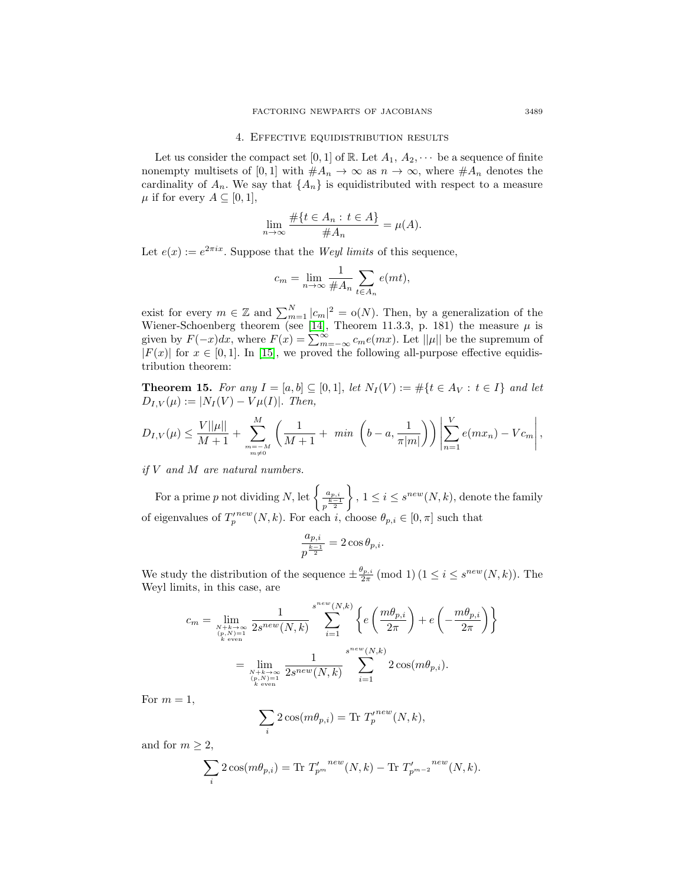## 4. Effective equidistribution results

Let us consider the compact set $[0,1]$ of $\mathbb{R}$. Let $A_1, A_2, \cdots$ be a sequence of finite nonempty multisets of $[0,1]$ with $\#A_n \to \infty$ as $n \to \infty$, where $\#A_n$ denotes the cardinality of $A_n$. We say that $\{A_n\}$ is equidistributed with respect to a measure $\mu$ if for every $A \subseteq [0,1]$,

$$\lim_{n\to\infty} \frac{\#\{t \in A_n : t \in A\}}{\#A_n} = \mu(A).$$

Let $e(x) := e^{2\pi i x}$. Suppose that the *Weyl limits* of this sequence,

$$c_m = \lim_{n\to\infty} \frac{1}{\#A_n} \sum_{t\in A_n} e(mt),$$

exist for every $m \in \mathbb{Z}$ and $\sum_{m=1}^{N} |c_m|^2 = \mathrm{o}(N)$. Then, by a generalization of the Wiener-Schoenberg theorem (see [14], Theorem 11.3.3, p. 181) the measure $\mu$ is given by $F(-x)dx$, where $F(x) = \sum_{m=-\infty}^{\infty} c_m e(mx)$. Let $||\mu||$ be the supremum of $|F(x)|$ for $x \in [0,1]$. In [15], we proved the following all-purpose effective equidistribution theorem:

**Theorem 15.** *For any $I = [a,b] \subseteq [0,1]$, let $N_I(V) := \#\{t \in A_V : t \in I\}$ and let $D_{I,V}(\mu) := |N_I(V) - V\mu(I)|$. Then,*

$$D_{I,V}(\mu) \leq \frac{V||\mu||}{M+1} + \sum_{\substack{m=-M \\ m\neq 0}}^{M} \left(\frac{1}{M+1} + \ min\ \left(b-a, \frac{1}{\pi|m|}\right)\right) \left|\sum_{n=1}^{V} e(mx_n) - Vc_m\right|,$$

*if $V$ and $M$ are natural numbers.*

For a prime $p$ not dividing $N$, let $\left\{\frac{a_{p,i}}{p^{\frac{k-1}{2}}}\right\}$, $1 \leq i \leq s^{new}(N,k)$, denote the family of eigenvalues of $T_p'^{new}(N,k)$. For each $i$, choose $\theta_{p,i} \in [0,\pi]$ such that

$$\frac{a_{p,i}}{p^{\frac{k-1}{2}}} = 2\cos\theta_{p,i}.$$

We study the distribution of the sequence $\pm\frac{\theta_{p,i}}{2\pi} \pmod 1$ $(1 \leq i \leq s^{new}(N,k))$. The Weyl limits, in this case, are

$$\begin{aligned}
c_m &= \lim_{\substack{N+k\to\infty \\ (p,N)=1 \\ k \text{ even}}} \frac{1}{2s^{new}(N,k)} \sum_{i=1}^{s^{new}(N,k)} \left\{ e\left(\frac{m\theta_{p,i}}{2\pi}\right) + e\left(-\frac{m\theta_{p,i}}{2\pi}\right)\right\} \\
&= \lim_{\substack{N+k\to\infty \\ (p,N)=1 \\ k \text{ even}}} \frac{1}{2s^{new}(N,k)} \sum_{i=1}^{s^{new}(N,k)} 2\cos(m\theta_{p,i}).
\end{aligned}$$

For $m = 1$,

$$\sum_i 2\cos(m\theta_{p,i}) = \mathrm{Tr}\ T_p'^{new}(N,k),$$

and for $m \geq 2$,

$$\sum_i 2\cos(m\theta_{p,i}) = \mathrm{Tr}\ T_{p^m}'^{\ new}(N,k) - \mathrm{Tr}\ T_{p^{m-2}}'^{\ new}(N,k).$$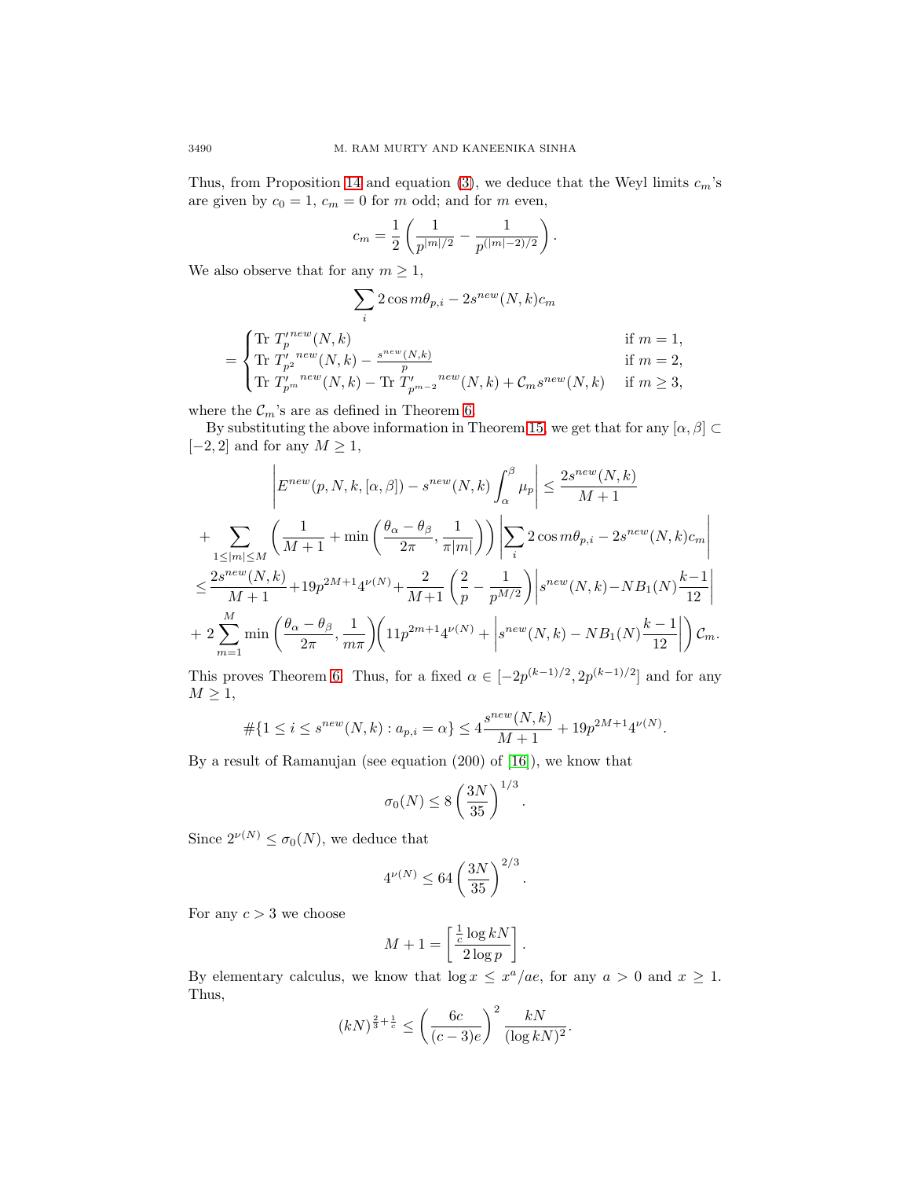Thus, from Proposition 14 and equation (3), we deduce that the Weyl limits $c_m$'s are given by $c_0 = 1$, $c_m = 0$ for $m$ odd; and for $m$ even,

$$c_m = \frac{1}{2}\left(\frac{1}{p^{|m|/2}} - \frac{1}{p^{(|m|-2)/2}}\right).$$

We also observe that for any $m \geq 1$,

$$\sum_i 2\cos m\theta_{p,i} - 2s^{new}(N,k)c_m$$

$$= \begin{cases} \mathrm{Tr}\ {T'_p}^{new}(N,k) & \text{if } m = 1, \\ \mathrm{Tr}\ {T'_{p^2}}^{new}(N,k) - \frac{s^{new}(N,k)}{p} & \text{if } m = 2, \\ \mathrm{Tr}\ {T'_{p^m}}^{new}(N,k) - \mathrm{Tr}\ {T'_{p^{m-2}}}^{new}(N,k) + \mathcal{C}_m s^{new}(N,k) & \text{if } m \geq 3, \end{cases}$$

where the $\mathcal{C}_m$'s are as defined in Theorem 6.

By substituting the above information in Theorem 15, we get that for any $[\alpha,\beta] \subset [-2,2]$ and for any $M \geq 1$,

$$\left|E^{new}(p,N,k,[\alpha,\beta]) - s^{new}(N,k)\int_\alpha^\beta \mu_p\right| \leq \frac{2s^{new}(N,k)}{M+1}$$

$$+ \sum_{1\leq |m| \leq M}\left(\frac{1}{M+1} + \min\left(\frac{\theta_\alpha - \theta_\beta}{2\pi}, \frac{1}{\pi|m|}\right)\right)\left|\sum_i 2\cos m\theta_{p,i} - 2s^{new}(N,k)c_m\right|$$

$$\leq \frac{2s^{new}(N,k)}{M+1} + 19p^{2M+1}4^{\nu(N)} + \frac{2}{M+1}\left(\frac{2}{p} - \frac{1}{p^{M/2}}\right)\left|s^{new}(N,k) - NB_1(N)\frac{k-1}{12}\right|$$

$$+ 2\sum_{m=1}^{M}\min\left(\frac{\theta_\alpha - \theta_\beta}{2\pi}, \frac{1}{m\pi}\right)\left(11p^{2m+1}4^{\nu(N)} + \left|s^{new}(N,k) - NB_1(N)\frac{k-1}{12}\right|\right)\mathcal{C}_m.$$

This proves Theorem 6. Thus, for a fixed $\alpha \in [-2p^{(k-1)/2}, 2p^{(k-1)/2}]$ and for any $M \geq 1$,

$$\#\{1 \leq i \leq s^{new}(N,k) : a_{p,i} = \alpha\} \leq 4\frac{s^{new}(N,k)}{M+1} + 19p^{2M+1}4^{\nu(N)}.$$

By a result of Ramanujan (see equation (200) of [16]), we know that

$$\sigma_0(N) \leq 8\left(\frac{3N}{35}\right)^{1/3}.$$

Since $2^{\nu(N)} \leq \sigma_0(N)$, we deduce that

$$4^{\nu(N)} \leq 64\left(\frac{3N}{35}\right)^{2/3}.$$

For any $c > 3$ we choose

$$M + 1 = \left[\frac{\frac{1}{c}\log kN}{2\log p}\right].$$

By elementary calculus, we know that $\log x \leq x^a/ae$, for any $a > 0$ and $x \geq 1$. Thus,

$$(kN)^{\frac{2}{3}+\frac{1}{c}} \leq \left(\frac{6c}{(c-3)e}\right)^2 \frac{kN}{(\log kN)^2}.$$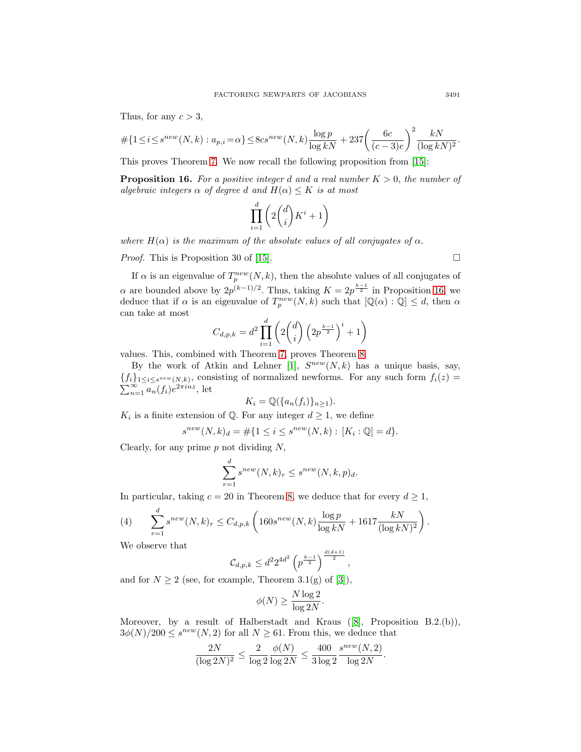Thus, for any $c > 3$,

$$\#\{1 \leq i \leq s^{new}(N,k) : a_{p,i} = \alpha\} \leq 8cs^{new}(N,k)\frac{\log p}{\log kN} + 237\left(\frac{6c}{(c-3)e}\right)^2 \frac{kN}{(\log kN)^2}.$$

This proves Theorem 7. We now recall the following proposition from [15]:

**Proposition 16.** *For a positive integer $d$ and a real number $K > 0$, the number of algebraic integers $\alpha$ of degree $d$ and $H(\alpha) \leq K$ is at most*

$$\prod_{i=1}^{d}\left(2\binom{d}{i}K^i + 1\right)$$

*where $H(\alpha)$ is the maximum of the absolute values of all conjugates of $\alpha$.*

*Proof.* This is Proposition 30 of [15]. $\square$

If $\alpha$ is an eigenvalue of $T_p^{new}(N,k)$, then the absolute values of all conjugates of $\alpha$ are bounded above by $2p^{(k-1)/2}$. Thus, taking $K = 2p^{\frac{k-1}{2}}$ in Proposition 16, we deduce that if $\alpha$ is an eigenvalue of $T_p^{new}(N,k)$ such that $[\mathbb{Q}(\alpha):\mathbb{Q}] \leq d$, then $\alpha$ can take at most

$$C_{d,p,k} = d^2 \prod_{i=1}^{d}\left(2\binom{d}{i}\left(2p^{\frac{k-1}{2}}\right)^i + 1\right)$$

values. This, combined with Theorem 7, proves Theorem 8.

By the work of Atkin and Lehner [1], $S^{new}(N,k)$ has a unique basis, say, $\{f_i\}_{1 \leq i \leq s^{new}(N,k)}$, consisting of normalized newforms. For any such form $f_i(z) = \sum_{n=1}^{\infty} a_n(f_i)e^{2\pi i n z}$, let

$$K_i = \mathbb{Q}(\{a_n(f_i)\}_{n\geq 1}).$$

$K_i$ is a finite extension of $\mathbb{Q}$. For any integer $d \geq 1$, we define

$$s^{new}(N,k)_d = \#\{1 \leq i \leq s^{new}(N,k) : [K_i : \mathbb{Q}] = d\}.$$

Clearly, for any prime $p$ not dividing $N$,

$$\sum_{r=1}^{d} s^{new}(N,k)_r \leq s^{new}(N,k,p)_d.$$

In particular, taking $c = 20$ in Theorem 8, we deduce that for every $d \geq 1$,

$$\sum_{r=1}^{d} s^{new}(N,k)_r \leq C_{d,p,k}\left(160 s^{new}(N,k)\frac{\log p}{\log kN} + 1617\frac{kN}{(\log kN)^2}\right). \tag{4}$$

We observe that

$$\mathcal{C}_{d,p,k} \leq d^2 2^{4d^2}\left(p^{\frac{k-1}{2}}\right)^{\frac{d(d+1)}{2}},$$

and for $N \geq 2$ (see, for example, Theorem 3.1(g) of [3]),

$$\phi(N) \geq \frac{N \log 2}{\log 2N}.$$

Moreover, by a result of Halberstadt and Kraus ([8], Proposition B.2.(b)), $3\phi(N)/200 \leq s^{new}(N,2)$ for all $N \geq 61$. From this, we deduce that

$$\frac{2N}{(\log 2N)^2} \leq \frac{2}{\log 2}\frac{\phi(N)}{\log 2N} \leq \frac{400}{3\log 2}\frac{s^{new}(N,2)}{\log 2N}.$$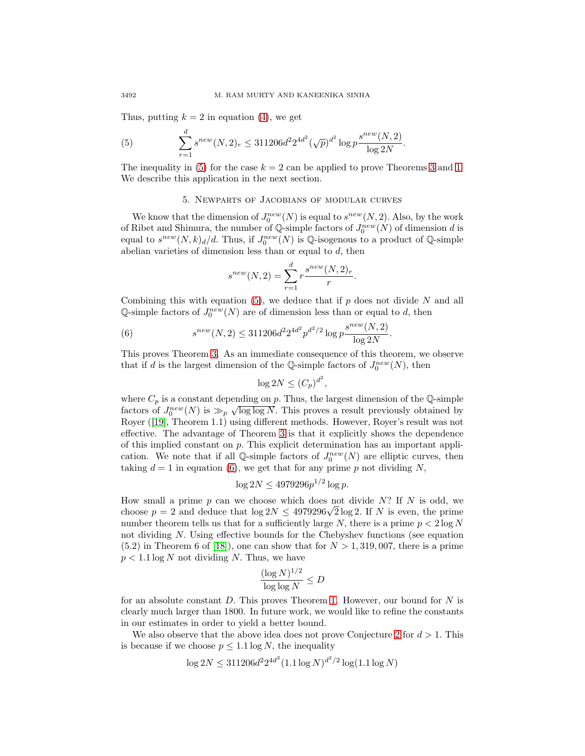Thus, putting $k = 2$ in equation (4), we get

$$\sum_{r=1}^{d} s^{new}(N,2)_r \leq 311206 d^2 2^{4d^2} (\sqrt{p})^{d^2} \log p \frac{s^{new}(N,2)}{\log 2N}. \tag{5}$$

The inequality in (5) for the case $k = 2$ can be applied to prove Theorems 3 and 1. We describe this application in the next section.

## 5. Newparts of Jacobians of modular curves

We know that the dimension of $J_0^{new}(N)$ is equal to $s^{new}(N,2)$. Also, by the work of Ribet and Shimura, the number of $\mathbb{Q}$-simple factors of $J_0^{new}(N)$ of dimension $d$ is equal to $s^{new}(N,k)_d/d$. Thus, if $J_0^{new}(N)$ is $\mathbb{Q}$-isogenous to a product of $\mathbb{Q}$-simple abelian varieties of dimension less than or equal to $d$, then

$$s^{new}(N,2) = \sum_{r=1}^{d} r \frac{s^{new}(N,2)_r}{r}.$$

Combining this with equation (5), we deduce that if $p$ does not divide $N$ and all $\mathbb{Q}$-simple factors of $J_0^{new}(N)$ are of dimension less than or equal to $d$, then

$$s^{new}(N,2) \leq 311206 d^2 2^{4d^2} p^{d^2/2} \log p \frac{s^{new}(N,2)}{\log 2N}. \tag{6}$$

This proves Theorem 3. As an immediate consequence of this theorem, we observe that if $d$ is the largest dimension of the $\mathbb{Q}$-simple factors of $J_0^{new}(N)$, then

$$\log 2N \leq (C_p)^{d^2},$$

where $C_p$ is a constant depending on $p$. Thus, the largest dimension of the $\mathbb{Q}$-simple factors of $J_0^{new}(N)$ is $\gg_p \sqrt{\log\log N}$. This proves a result previously obtained by Royer ([19], Theorem 1.1) using different methods. However, Royer's result was not effective. The advantage of Theorem 3 is that it explicitly shows the dependence of this implied constant on $p$. This explicit determination has an important application. We note that if all $\mathbb{Q}$-simple factors of $J_0^{new}(N)$ are elliptic curves, then taking $d = 1$ in equation (6), we get that for any prime $p$ not dividing $N$,

$$\log 2N \leq 4979296 p^{1/2} \log p.$$

How small a prime $p$ can we choose which does not divide $N$? If $N$ is odd, we choose $p = 2$ and deduce that $\log 2N \leq 4979296\sqrt{2} \log 2$. If $N$ is even, the prime number theorem tells us that for a sufficiently large $N$, there is a prime $p < 2\log N$ not dividing $N$. Using effective bounds for the Chebyshev functions (see equation (5.2) in Theorem 6 of [18]), one can show that for $N > 1{,}319{,}007$, there is a prime $p < 1.1 \log N$ not dividing $N$. Thus, we have

$$\frac{(\log N)^{1/2}}{\log\log N} \leq D$$

for an absolute constant $D$. This proves Theorem 1. However, our bound for $N$ is clearly much larger than 1800. In future work, we would like to refine the constants in our estimates in order to yield a better bound.

We also observe that the above idea does not prove Conjecture 2 for $d > 1$. This is because if we choose $p \leq 1.1 \log N$, the inequality

$$\log 2N \leq 311206 d^2 2^{4d^2} (1.1 \log N)^{d^2/2} \log(1.1 \log N)$$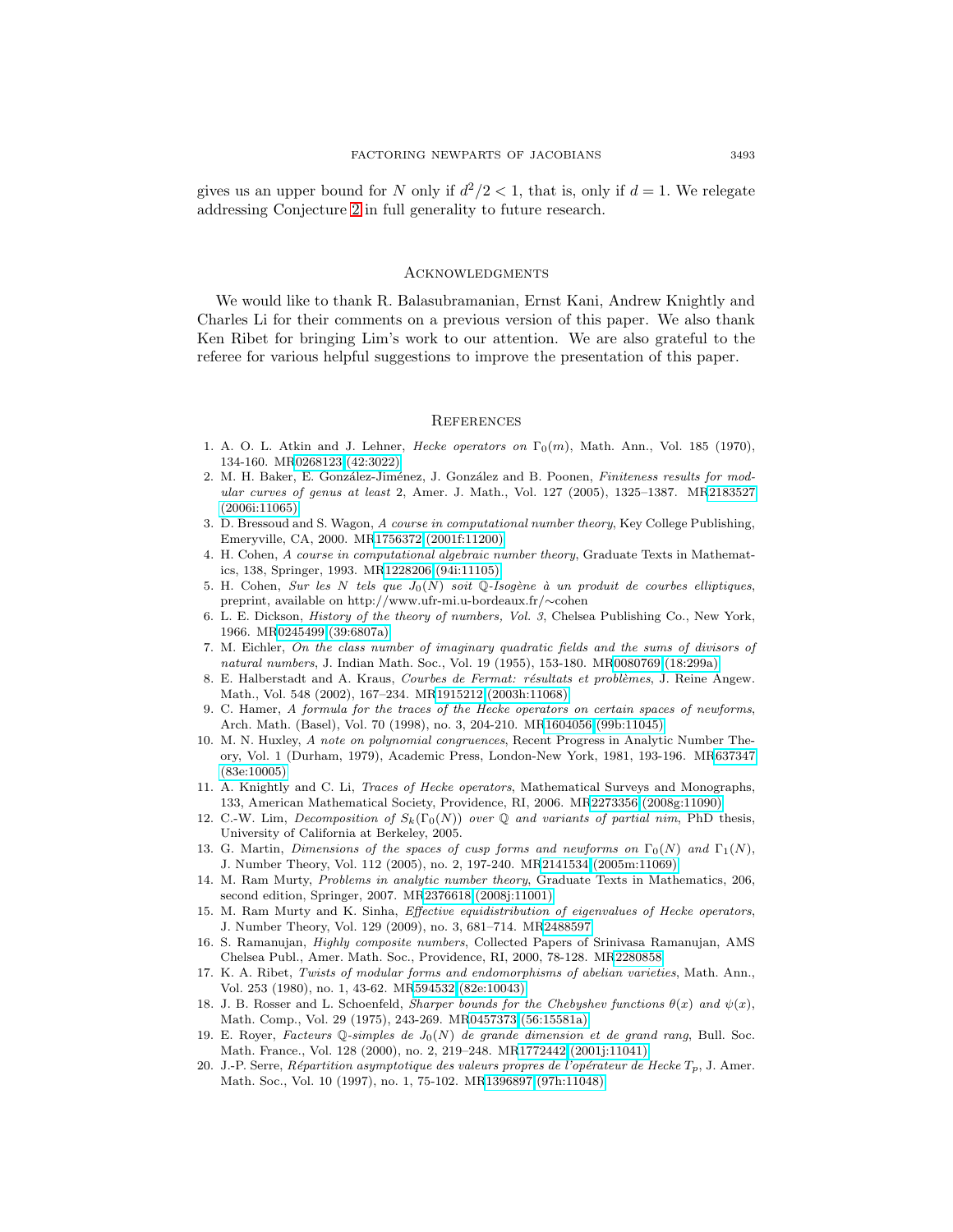gives us an upper bound for $N$ only if $d^2/2 < 1$, that is, only if $d = 1$. We relegate addressing Conjecture 2 in full generality to future research.

## Acknowledgments

We would like to thank R. Balasubramanian, Ernst Kani, Andrew Knightly and Charles Li for their comments on a previous version of this paper. We also thank Ken Ribet for bringing Lim's work to our attention. We are also grateful to the referee for various helpful suggestions to improve the presentation of this paper.

## References

1. A. O. L. Atkin and J. Lehner, *Hecke operators on $\Gamma_0(m)$*, Math. Ann., Vol. 185 (1970), 134-160. MR0268123 (42:3022)
2. M. H. Baker, E. González-Jiménez, J. González and B. Poonen, *Finiteness results for modular curves of genus at least* 2, Amer. J. Math., Vol. 127 (2005), 1325–1387. MR2183527 (2006i:11065)
3. D. Bressoud and S. Wagon, *A course in computational number theory*, Key College Publishing, Emeryville, CA, 2000. MR1756372 (2001f:11200)
4. H. Cohen, *A course in computational algebraic number theory*, Graduate Texts in Mathematics, 138, Springer, 1993. MR1228206 (94i:11105)
5. H. Cohen, *Sur les N tels que $J_0(N)$ soit $\mathbb{Q}$-Isogène à un produit de courbes elliptiques*, preprint, available on http://www.ufr-mi.u-bordeaux.fr/∼cohen
6. L. E. Dickson, *History of the theory of numbers, Vol. 3*, Chelsea Publishing Co., New York, 1966. MR0245499 (39:6807a)
7. M. Eichler, *On the class number of imaginary quadratic fields and the sums of divisors of natural numbers*, J. Indian Math. Soc., Vol. 19 (1955), 153-180. MR0080769 (18:299a)
8. E. Halberstadt and A. Kraus, *Courbes de Fermat: résultats et problèmes*, J. Reine Angew. Math., Vol. 548 (2002), 167–234. MR1915212 (2003h:11068)
9. C. Hamer, *A formula for the traces of the Hecke operators on certain spaces of newforms*, Arch. Math. (Basel), Vol. 70 (1998), no. 3, 204-210. MR1604056 (99b:11045)
10. M. N. Huxley, *A note on polynomial congruences*, Recent Progress in Analytic Number Theory, Vol. 1 (Durham, 1979), Academic Press, London-New York, 1981, 193-196. MR637347 (83e:10005)
11. A. Knightly and C. Li, *Traces of Hecke operators*, Mathematical Surveys and Monographs, 133, American Mathematical Society, Providence, RI, 2006. MR2273356 (2008g:11090)
12. C.-W. Lim, *Decomposition of $S_k(\Gamma_0(N))$ over $\mathbb{Q}$ and variants of partial nim*, PhD thesis, University of California at Berkeley, 2005.
13. G. Martin, *Dimensions of the spaces of cusp forms and newforms on $\Gamma_0(N)$ and $\Gamma_1(N)$*, J. Number Theory, Vol. 112 (2005), no. 2, 197-240. MR2141534 (2005m:11069)
14. M. Ram Murty, *Problems in analytic number theory*, Graduate Texts in Mathematics, 206, second edition, Springer, 2007. MR2376618 (2008j:11001)
15. M. Ram Murty and K. Sinha, *Effective equidistribution of eigenvalues of Hecke operators*, J. Number Theory, Vol. 129 (2009), no. 3, 681–714. MR2488597
16. S. Ramanujan, *Highly composite numbers*, Collected Papers of Srinivasa Ramanujan, AMS Chelsea Publ., Amer. Math. Soc., Providence, RI, 2000, 78-128. MR2280858
17. K. A. Ribet, *Twists of modular forms and endomorphisms of abelian varieties*, Math. Ann., Vol. 253 (1980), no. 1, 43-62. MR594532 (82e:10043)
18. J. B. Rosser and L. Schoenfeld, *Sharper bounds for the Chebyshev functions $\theta(x)$ and $\psi(x)$*, Math. Comp., Vol. 29 (1975), 243-269. MR0457373 (56:15581a)
19. E. Royer, *Facteurs $\mathbb{Q}$-simples de $J_0(N)$ de grande dimension et de grand rang*, Bull. Soc. Math. France., Vol. 128 (2000), no. 2, 219–248. MR1772442 (2001j:11041)
20. J.-P. Serre, *Répartition asymptotique des valeurs propres de l'opérateur de Hecke $T_p$*, J. Amer. Math. Soc., Vol. 10 (1997), no. 1, 75-102. MR1396897 (97h:11048)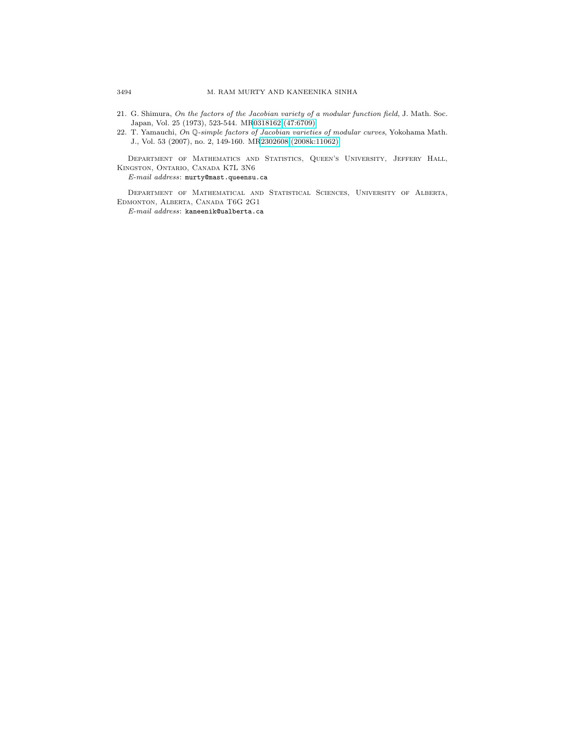21. G. Shimura, *On the factors of the Jacobian variety of a modular function field*, J. Math. Soc. Japan, Vol. 25 (1973), 523-544. MR0318162 (47:6709)
22. T. Yamauchi, *On $\mathbb{Q}$-simple factors of Jacobian varieties of modular curves*, Yokohama Math. J., Vol. 53 (2007), no. 2, 149-160. MR2302608 (2008k:11062)

Department of Mathematics and Statistics, Queen's University, Jeffery Hall, Kingston, Ontario, Canada K7L 3N6

*E-mail address*: `murty@mast.queensu.ca`

Department of Mathematical and Statistical Sciences, University of Alberta, Edmonton, Alberta, Canada T6G 2G1

*E-mail address*: `kaneenik@ualberta.ca`